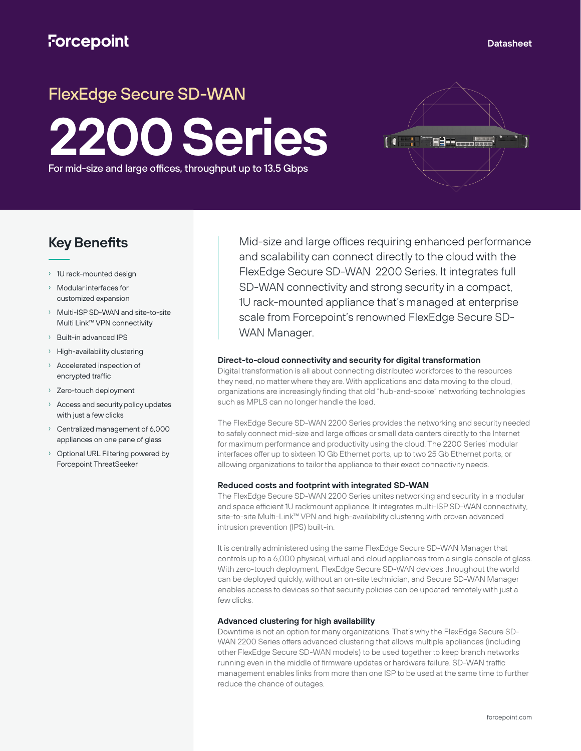Forcepoint

Datasheet

# FlexEdge Secure SD-WAN

# 2200 Series

For mid-size and large offices, throughput up to 13.5 Gbps

## Key Benefits

- 1U rack-mounted design
- Modular interfaces for customized expansion
- Multi-ISP SD-WAN and site-to-site Multi Link™ VPN connectivity
- Built-in advanced IPS
- High-availability clustering
- Accelerated inspection of encrypted traffic
- Zero-touch deployment
- Access and security policy updates with just a few clicks
- Centralized management of 6,000 appliances on one pane of glass
- Optional URL Filtering powered by Forcepoint ThreatSeeker

Mid-size and large offices requiring enhanced performance and scalability can connect directly to the cloud with the FlexEdge Secure SD-WAN 2200 Series. It integrates full SD-WAN connectivity and strong security in a compact, 1U rack-mounted appliance that's managed at enterprise scale from Forcepoint's renowned FlexEdge Secure SD-WAN Manager.

### Direct-to-cloud connectivity and security for digital transformation

Digital transformation is all about connecting distributed workforces to the resources they need, no matter where they are. With applications and data moving to the cloud, organizations are increasingly finding that old "hub-and-spoke" networking technologies such as MPLS can no longer handle the load.

The FlexEdge Secure SD-WAN 2200 Series provides the networking and security needed to safely connect mid-size and large offices or small data centers directly to the Internet for maximum performance and productivity using the cloud. The 2200 Series' modular interfaces offer up to sixteen 10 Gb Ethernet ports, up to two 25 Gb Ethernet ports, or allowing organizations to tailor the appliance to their exact connectivity needs.

### Reduced costs and footprint with integrated SD-WAN

The FlexEdge Secure SD-WAN 2200 Series unites networking and security in a modular and space efficient 1U rackmount appliance. It integrates multi-ISP SD-WAN connectivity, site-to-site Multi-Link™ VPN and high-availability clustering with proven advanced intrusion prevention (IPS) built-in.

It is centrally administered using the same FlexEdge Secure SD-WAN Manager that controls up to a 6,000 physical, virtual and cloud appliances from a single console of glass. With zero-touch deployment, FlexEdge Secure SD-WAN devices throughout the world can be deployed quickly, without an on-site technician, and Secure SD-WAN Manager enables access to devices so that security policies can be updated remotely with just a few clicks.

### Advanced clustering for high availability

Downtime is not an option for many organizations. That's why the FlexEdge Secure SD-WAN 2200 Series offers advanced clustering that allows multiple appliances (including other FlexEdge Secure SD-WAN models) to be used together to keep branch networks running even in the middle of firmware updates or hardware failure. SD-WAN traffic management enables links from more than one ISP to be used at the same time to further reduce the chance of outages.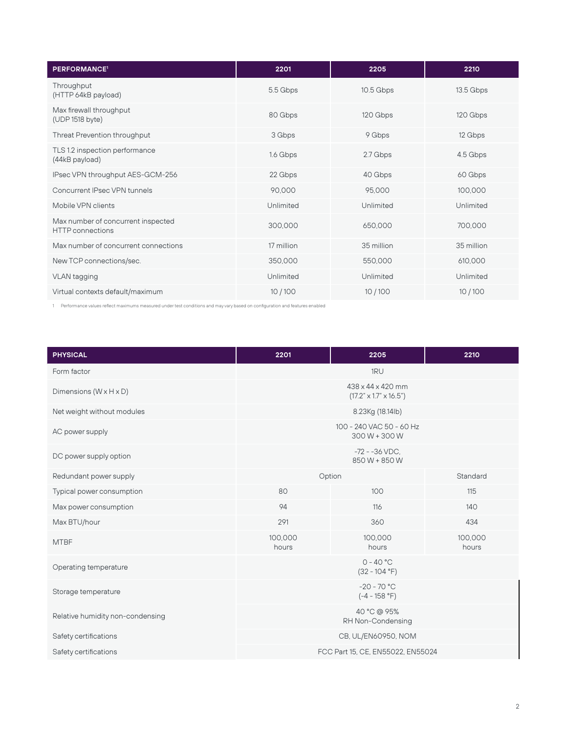| PERFORMANCE[1] | 2201 | 2205 | 2210 |
|---|---|---|---|
| Throughput (HTTP 64kB payload) | 5.5 Gbps | 10.5 Gbps | 13.5 Gbps |
| Max firewall throughput (UDP 1518 byte) | 80 Gbps | 120 Gbps | 120 Gbps |
| Threat Prevention throughput | 3 Gbps | 9 Gbps | 12 Gbps |
| TLS 1.2 inspection performance (44kB payload) | 1.6 Gbps | 2.7 Gbps | 4.5 Gbps |
| IPsec VPN throughput AES-GCM-256 | 22 Gbps | 40 Gbps | 60 Gbps |
| Concurrent IPsec VPN tunnels | 90,000 | 95,000 | 100,000 |
| Mobile VPN clients | Unlimited | Unlimited | Unlimited |
| Max number of concurrent inspected HTTP connections | 300,000 | 650,000 | 700,000 |
| Max number of concurrent connections | 17 million | 35 million | 35 million |
| New TCP connections/sec. | 350,000 | 550,000 | 610,000 |
| VLAN tagging | Unlimited | Unlimited | Unlimited |
| Virtual contexts default/maximum | 10 / 100 | 10 / 100 | 10 / 100 |

1 Performance values reflect maximums measured under test conditions and may vary based on configuration and features enabled

| PHYSICAL | 2201 | 2205 | 2210 |
|---|---|---|---|
| Form factor | 1RU | | |
| Dimensions (W x H x D) | 438 x 44 x 420 mm (17.2" x 1.7" x 16.5") | | |
| Net weight without modules | 8.23Kg (18.14lb) | | |
| AC power supply | 100 - 240 VAC 50 - 60 Hz 300 W + 300 W | | |
| DC power supply option | -72 - -36 VDC, 850 W + 850 W | | |
| Redundant power supply | Option | | Standard |
| Typical power consumption | 80 | 100 | 115 |
| Max power consumption | 94 | 116 | 140 |
| Max BTU/hour | 291 | 360 | 434 |
| MTBF | 100,000 hours | 100,000 hours | 100,000 hours |
| Operating temperature | 0 - 40 °C (32 - 104 °F) | | |
| Storage temperature | -20 - 70 °C (-4 - 158 °F) | | |
| Relative humidity non-condensing | 40 °C @ 95% RH Non-Condensing | | |
| Safety certifications | CB, UL/EN60950, NOM | | |
| Safety certifications | FCC Part 15, CE, EN55022, EN55024 | | |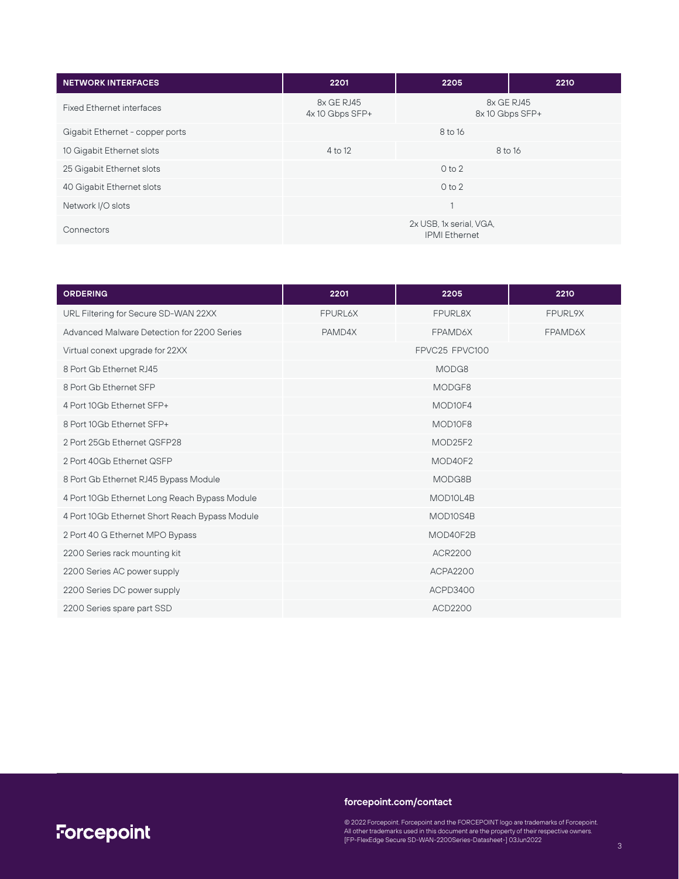| NETWORK INTERFACES | 2201 | 2205 | 2210 |
|---|---|---|---|
| Fixed Ethernet interfaces | 8x GE RJ45<br>4x 10 Gbps SFP+ | 8x GE RJ45<br>8x 10 Gbps SFP+ | |
| Gigabit Ethernet - copper ports | 8 to 16 | | |
| 10 Gigabit Ethernet slots | 4 to 12 | 8 to 16 | |
| 25 Gigabit Ethernet slots | 0 to 2 | | |
| 40 Gigabit Ethernet slots | 0 to 2 | | |
| Network I/O slots | 1 | | |
| Connectors | 2x USB, 1x serial, VGA,<br>IPMI Ethernet | | |

| ORDERING | 2201 | 2205 | 2210 |
|---|---|---|---|
| URL Filtering for Secure SD-WAN 22XX | FPURL6X | FPURL8X | FPURL9X |
| Advanced Malware Detection for 2200 Series | PAMD4X | FPAMD6X | FPAMD6X |
| Virtual conext upgrade for 22XX | FPVC25 FPVC100 | | |
| 8 Port Gb Ethernet RJ45 | MODG8 | | |
| 8 Port Gb Ethernet SFP | MODGF8 | | |
| 4 Port 10Gb Ethernet SFP+ | MOD10F4 | | |
| 8 Port 10Gb Ethernet SFP+ | MOD10F8 | | |
| 2 Port 25Gb Ethernet QSFP28 | MOD25F2 | | |
| 2 Port 40Gb Ethernet QSFP | MOD40F2 | | |
| 8 Port Gb Ethernet RJ45 Bypass Module | MODG8B | | |
| 4 Port 10Gb Ethernet Long Reach Bypass Module | MOD10L4B | | |
| 4 Port 10Gb Ethernet Short Reach Bypass Module | MOD10S4B | | |
| 2 Port 40 G Ethernet MPO Bypass | MOD40F2B | | |
| 2200 Series rack mounting kit | ACR2200 | | |
| 2200 Series AC power supply | ACPA2200 | | |
| 2200 Series DC power supply | ACPD3400 | | |
| 2200 Series spare part SSD | ACD2200 | | |

Forcepoint

**forcepoint.com/contact**

© 2022 Forcepoint. Forcepoint and the FORCEPOINT logo are trademarks of Forcepoint. All other trademarks used in this document are the property of their respective owners. [FP-FlexEdge Secure SD-WAN-2200Series-Datasheet-] 03Jun2022